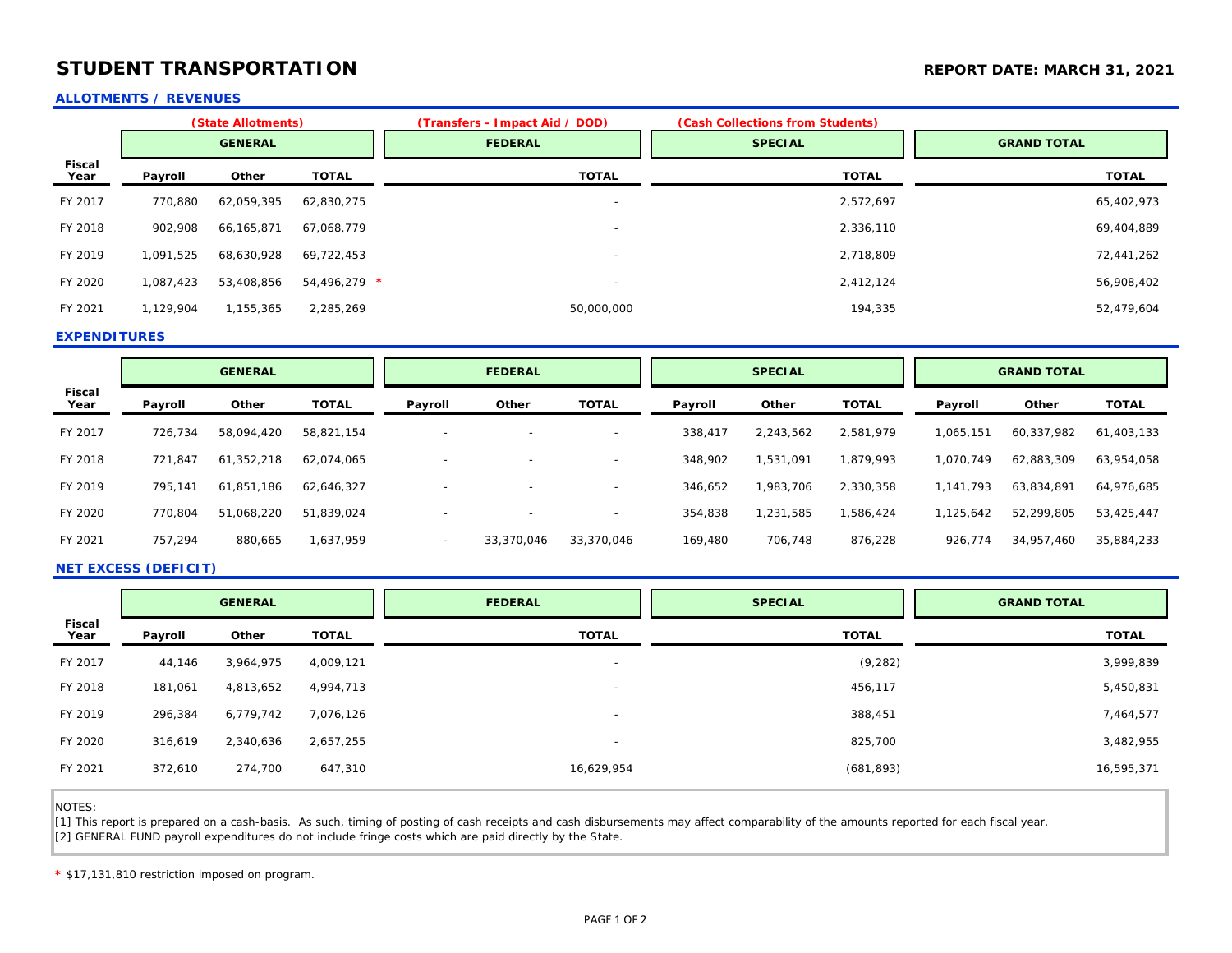# STUDENT TRANSPORTATION

**REPORT DATE: MARCH 31, 2021**

## ALLOTMENTS / REVENUES

| Fiscal Year | (State Allotments) GENERAL | | | (Transfers - Impact Aid / DOD) FEDERAL | (Cash Collections from Students) SPECIAL | GRAND TOTAL |
|---|---|---|---|---|---|---|
| | Payroll | Other | TOTAL | TOTAL | TOTAL | TOTAL |
| FY 2017 | 770,880 | 62,059,395 | 62,830,275 | - | 2,572,697 | 65,402,973 |
| FY 2018 | 902,908 | 66,165,871 | 67,068,779 | - | 2,336,110 | 69,404,889 |
| FY 2019 | 1,091,525 | 68,630,928 | 69,722,453 | - | 2,718,809 | 72,441,262 |
| FY 2020 | 1,087,423 | 53,408,856 | 54,496,279 * | - | 2,412,124 | 56,908,402 |
| FY 2021 | 1,129,904 | 1,155,365 | 2,285,269 | 50,000,000 | 194,335 | 52,479,604 |

## EXPENDITURES

| Fiscal Year | GENERAL | | | FEDERAL | | | SPECIAL | | | GRAND TOTAL | | |
|---|---|---|---|---|---|---|---|---|---|---|---|---|
| | Payroll | Other | TOTAL | Payroll | Other | TOTAL | Payroll | Other | TOTAL | Payroll | Other | TOTAL |
| FY 2017 | 726,734 | 58,094,420 | 58,821,154 | - | - | - | 338,417 | 2,243,562 | 2,581,979 | 1,065,151 | 60,337,982 | 61,403,133 |
| FY 2018 | 721,847 | 61,352,218 | 62,074,065 | - | - | - | 348,902 | 1,531,091 | 1,879,993 | 1,070,749 | 62,883,309 | 63,954,058 |
| FY 2019 | 795,141 | 61,851,186 | 62,646,327 | - | - | - | 346,652 | 1,983,706 | 2,330,358 | 1,141,793 | 63,834,891 | 64,976,685 |
| FY 2020 | 770,804 | 51,068,220 | 51,839,024 | - | - | - | 354,838 | 1,231,585 | 1,586,424 | 1,125,642 | 52,299,805 | 53,425,447 |
| FY 2021 | 757,294 | 880,665 | 1,637,959 | - | 33,370,046 | 33,370,046 | 169,480 | 706,748 | 876,228 | 926,774 | 34,957,460 | 35,884,233 |

## NET EXCESS (DEFICIT)

| Fiscal Year | GENERAL | | | FEDERAL | SPECIAL | GRAND TOTAL |
|---|---|---|---|---|---|---|
| | Payroll | Other | TOTAL | TOTAL | TOTAL | TOTAL |
| FY 2017 | 44,146 | 3,964,975 | 4,009,121 | - | (9,282) | 3,999,839 |
| FY 2018 | 181,061 | 4,813,652 | 4,994,713 | - | 456,117 | 5,450,831 |
| FY 2019 | 296,384 | 6,779,742 | 7,076,126 | - | 388,451 | 7,464,577 |
| FY 2020 | 316,619 | 2,340,636 | 2,657,255 | - | 825,700 | 3,482,955 |
| FY 2021 | 372,610 | 274,700 | 647,310 | 16,629,954 | (681,893) | 16,595,371 |

NOTES:

[1] This report is prepared on a cash-basis. As such, timing of posting of cash receipts and cash disbursements may affect comparability of the amounts reported for each fiscal year.

[2] GENERAL FUND payroll expenditures do not include fringe costs which are paid directly by the State.

* $17,131,810 restriction imposed on program.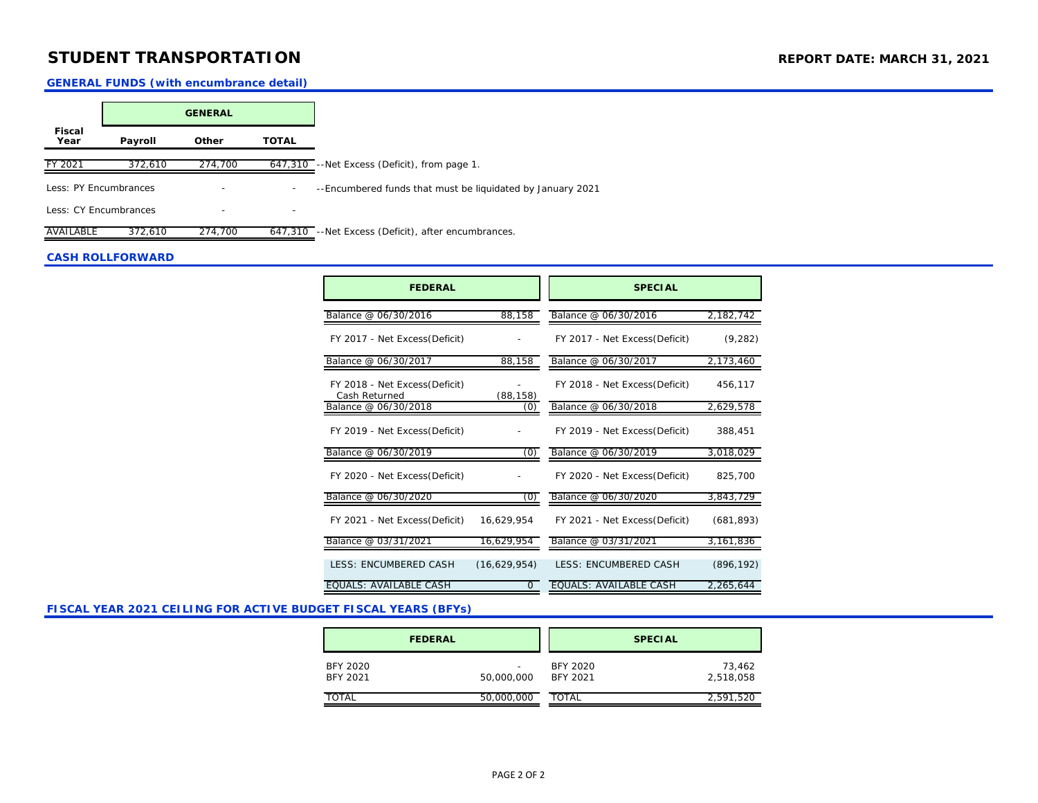# STUDENT TRANSPORTATION

**REPORT DATE: MARCH 31, 2021**

## GENERAL FUNDS (with encumbrance detail)

| | GENERAL | | | |
|---|---|---|---|---|
| **Fiscal Year** | **Payroll** | **Other** | **TOTAL** | |
| FY 2021 | 372,610 | 274,700 | 647,310 | --Net Excess (Deficit), from page 1. |
| Less: PY Encumbrances | | - | - | --Encumbered funds that must be liquidated by January 2021 |
| Less: CY Encumbrances | | - | - | |
| AVAILABLE | 372,610 | 274,700 | 647,310 | --Net Excess (Deficit), after encumbrances. |

## CASH ROLLFORWARD

| FEDERAL | | SPECIAL | |
|---|---|---|---|
| Balance @ 06/30/2016 | 88,158 | Balance @ 06/30/2016 | 2,182,742 |
| FY 2017 - Net Excess(Deficit) | - | FY 2017 - Net Excess(Deficit) | (9,282) |
| Balance @ 06/30/2017 | 88,158 | Balance @ 06/30/2017 | 2,173,460 |
| FY 2018 - Net Excess(Deficit) | - | FY 2018 - Net Excess(Deficit) | 456,117 |
| Cash Returned | (88,158) | | |
| Balance @ 06/30/2018 | (0) | Balance @ 06/30/2018 | 2,629,578 |
| FY 2019 - Net Excess(Deficit) | - | FY 2019 - Net Excess(Deficit) | 388,451 |
| Balance @ 06/30/2019 | (0) | Balance @ 06/30/2019 | 3,018,029 |
| FY 2020 - Net Excess(Deficit) | - | FY 2020 - Net Excess(Deficit) | 825,700 |
| Balance @ 06/30/2020 | (0) | Balance @ 06/30/2020 | 3,843,729 |
| FY 2021 - Net Excess(Deficit) | 16,629,954 | FY 2021 - Net Excess(Deficit) | (681,893) |
| Balance @ 03/31/2021 | 16,629,954 | Balance @ 03/31/2021 | 3,161,836 |
| LESS: ENCUMBERED CASH | (16,629,954) | LESS: ENCUMBERED CASH | (896,192) |
| EQUALS: AVAILABLE CASH | 0 | EQUALS: AVAILABLE CASH | 2,265,644 |

## FISCAL YEAR 2021 CEILING FOR ACTIVE BUDGET FISCAL YEARS (BFYs)

| FEDERAL | | SPECIAL | |
|---|---|---|---|
| BFY 2020 | - | BFY 2020 | 73,462 |
| BFY 2021 | 50,000,000 | BFY 2021 | 2,518,058 |
| TOTAL | 50,000,000 | TOTAL | 2,591,520 |